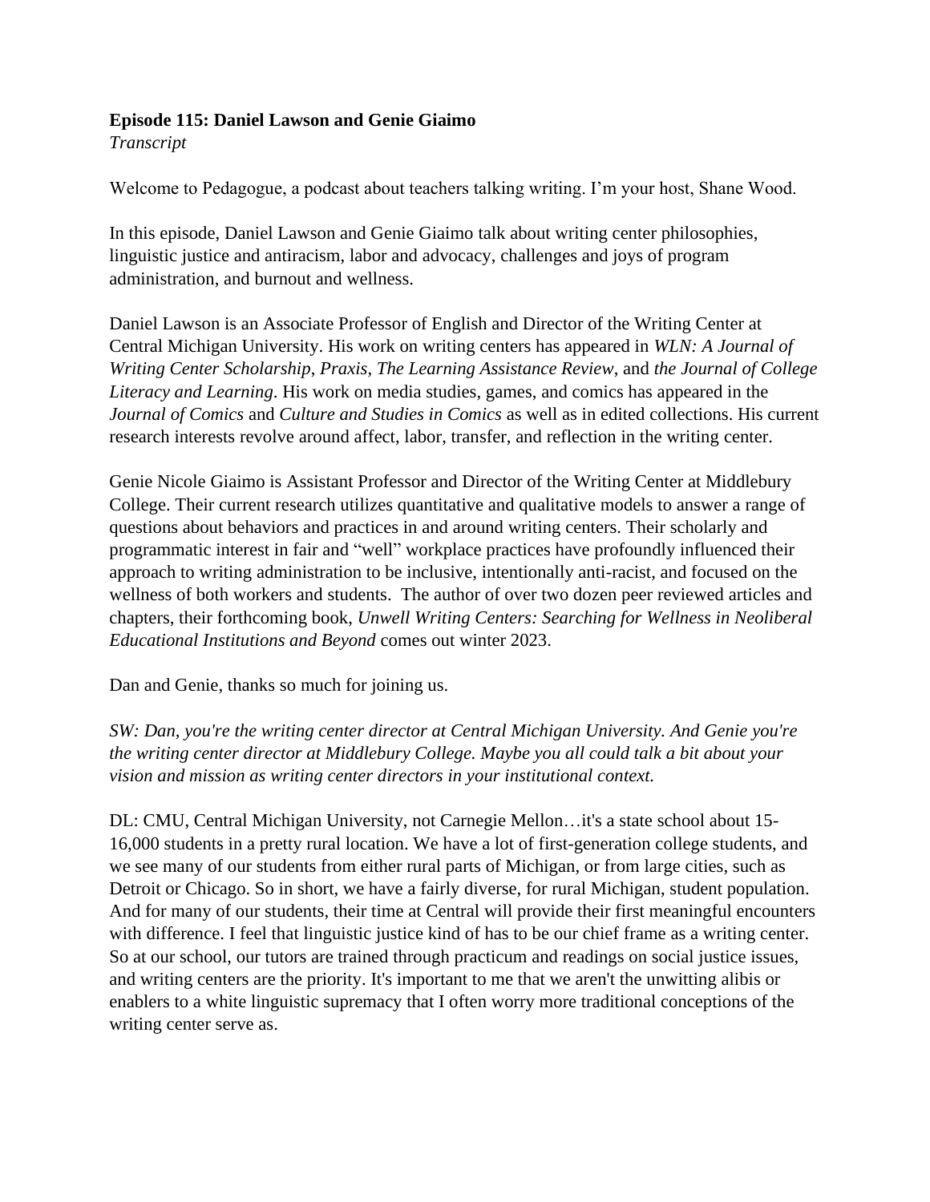**Episode 115: Daniel Lawson and Genie Giaimo**
*Transcript*

Welcome to Pedagogue, a podcast about teachers talking writing. I'm your host, Shane Wood.

In this episode, Daniel Lawson and Genie Giaimo talk about writing center philosophies, linguistic justice and antiracism, labor and advocacy, challenges and joys of program administration, and burnout and wellness.

Daniel Lawson is an Associate Professor of English and Director of the Writing Center at Central Michigan University. His work on writing centers has appeared in *WLN: A Journal of Writing Center Scholarship*, *Praxis*, *The Learning Assistance Review*, and *the Journal of College Literacy and Learning*. His work on media studies, games, and comics has appeared in the *Journal of Comics* and *Culture and Studies in Comics* as well as in edited collections. His current research interests revolve around affect, labor, transfer, and reflection in the writing center.

Genie Nicole Giaimo is Assistant Professor and Director of the Writing Center at Middlebury College. Their current research utilizes quantitative and qualitative models to answer a range of questions about behaviors and practices in and around writing centers. Their scholarly and programmatic interest in fair and "well" workplace practices have profoundly influenced their approach to writing administration to be inclusive, intentionally anti-racist, and focused on the wellness of both workers and students. The author of over two dozen peer reviewed articles and chapters, their forthcoming book, *Unwell Writing Centers: Searching for Wellness in Neoliberal Educational Institutions and Beyond* comes out winter 2023.

Dan and Genie, thanks so much for joining us.

*SW: Dan, you're the writing center director at Central Michigan University. And Genie you're the writing center director at Middlebury College. Maybe you all could talk a bit about your vision and mission as writing center directors in your institutional context.*

DL: CMU, Central Michigan University, not Carnegie Mellon…it's a state school about 15-16,000 students in a pretty rural location. We have a lot of first-generation college students, and we see many of our students from either rural parts of Michigan, or from large cities, such as Detroit or Chicago. So in short, we have a fairly diverse, for rural Michigan, student population. And for many of our students, their time at Central will provide their first meaningful encounters with difference. I feel that linguistic justice kind of has to be our chief frame as a writing center. So at our school, our tutors are trained through practicum and readings on social justice issues, and writing centers are the priority. It's important to me that we aren't the unwitting alibis or enablers to a white linguistic supremacy that I often worry more traditional conceptions of the writing center serve as.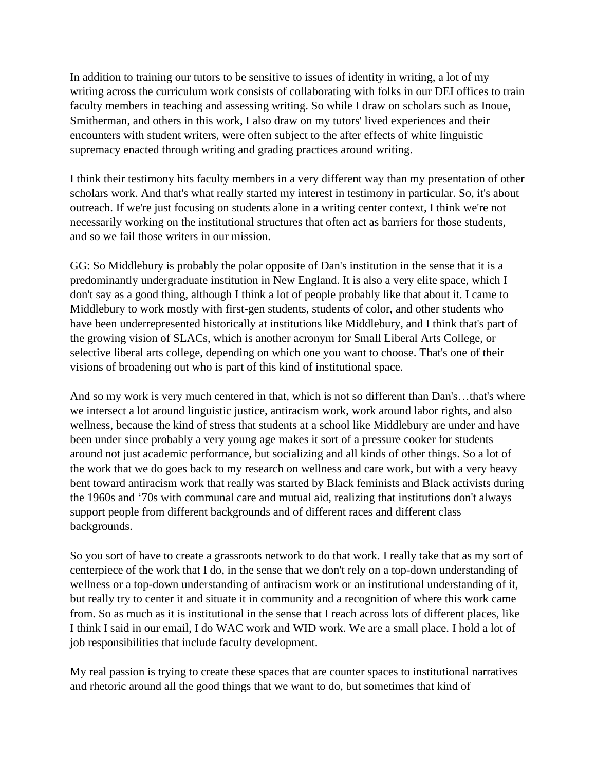In addition to training our tutors to be sensitive to issues of identity in writing, a lot of my writing across the curriculum work consists of collaborating with folks in our DEI offices to train faculty members in teaching and assessing writing. So while I draw on scholars such as Inoue, Smitherman, and others in this work, I also draw on my tutors' lived experiences and their encounters with student writers, were often subject to the after effects of white linguistic supremacy enacted through writing and grading practices around writing.

I think their testimony hits faculty members in a very different way than my presentation of other scholars work. And that's what really started my interest in testimony in particular. So, it's about outreach. If we're just focusing on students alone in a writing center context, I think we're not necessarily working on the institutional structures that often act as barriers for those students, and so we fail those writers in our mission.

GG: So Middlebury is probably the polar opposite of Dan's institution in the sense that it is a predominantly undergraduate institution in New England. It is also a very elite space, which I don't say as a good thing, although I think a lot of people probably like that about it. I came to Middlebury to work mostly with first-gen students, students of color, and other students who have been underrepresented historically at institutions like Middlebury, and I think that's part of the growing vision of SLACs, which is another acronym for Small Liberal Arts College, or selective liberal arts college, depending on which one you want to choose. That's one of their visions of broadening out who is part of this kind of institutional space.

And so my work is very much centered in that, which is not so different than Dan's…that's where we intersect a lot around linguistic justice, antiracism work, work around labor rights, and also wellness, because the kind of stress that students at a school like Middlebury are under and have been under since probably a very young age makes it sort of a pressure cooker for students around not just academic performance, but socializing and all kinds of other things. So a lot of the work that we do goes back to my research on wellness and care work, but with a very heavy bent toward antiracism work that really was started by Black feminists and Black activists during the 1960s and '70s with communal care and mutual aid, realizing that institutions don't always support people from different backgrounds and of different races and different class backgrounds.

So you sort of have to create a grassroots network to do that work. I really take that as my sort of centerpiece of the work that I do, in the sense that we don't rely on a top-down understanding of wellness or a top-down understanding of antiracism work or an institutional understanding of it, but really try to center it and situate it in community and a recognition of where this work came from. So as much as it is institutional in the sense that I reach across lots of different places, like I think I said in our email, I do WAC work and WID work. We are a small place. I hold a lot of job responsibilities that include faculty development.

My real passion is trying to create these spaces that are counter spaces to institutional narratives and rhetoric around all the good things that we want to do, but sometimes that kind of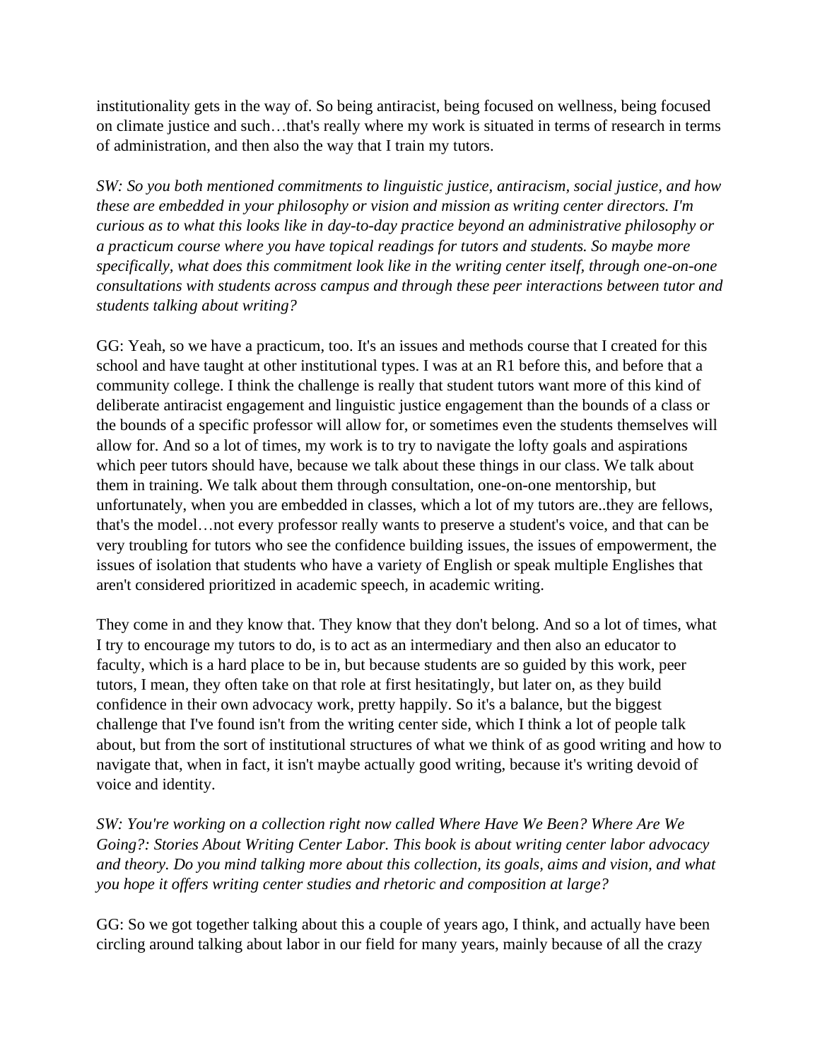institutionality gets in the way of. So being antiracist, being focused on wellness, being focused on climate justice and such…that's really where my work is situated in terms of research in terms of administration, and then also the way that I train my tutors.

*SW: So you both mentioned commitments to linguistic justice, antiracism, social justice, and how these are embedded in your philosophy or vision and mission as writing center directors. I'm curious as to what this looks like in day-to-day practice beyond an administrative philosophy or a practicum course where you have topical readings for tutors and students. So maybe more specifically, what does this commitment look like in the writing center itself, through one-on-one consultations with students across campus and through these peer interactions between tutor and students talking about writing?*

GG: Yeah, so we have a practicum, too. It's an issues and methods course that I created for this school and have taught at other institutional types. I was at an R1 before this, and before that a community college. I think the challenge is really that student tutors want more of this kind of deliberate antiracist engagement and linguistic justice engagement than the bounds of a class or the bounds of a specific professor will allow for, or sometimes even the students themselves will allow for. And so a lot of times, my work is to try to navigate the lofty goals and aspirations which peer tutors should have, because we talk about these things in our class. We talk about them in training. We talk about them through consultation, one-on-one mentorship, but unfortunately, when you are embedded in classes, which a lot of my tutors are..they are fellows, that's the model…not every professor really wants to preserve a student's voice, and that can be very troubling for tutors who see the confidence building issues, the issues of empowerment, the issues of isolation that students who have a variety of English or speak multiple Englishes that aren't considered prioritized in academic speech, in academic writing.

They come in and they know that. They know that they don't belong. And so a lot of times, what I try to encourage my tutors to do, is to act as an intermediary and then also an educator to faculty, which is a hard place to be in, but because students are so guided by this work, peer tutors, I mean, they often take on that role at first hesitatingly, but later on, as they build confidence in their own advocacy work, pretty happily. So it's a balance, but the biggest challenge that I've found isn't from the writing center side, which I think a lot of people talk about, but from the sort of institutional structures of what we think of as good writing and how to navigate that, when in fact, it isn't maybe actually good writing, because it's writing devoid of voice and identity.

*SW: You're working on a collection right now called Where Have We Been? Where Are We Going?: Stories About Writing Center Labor. This book is about writing center labor advocacy and theory. Do you mind talking more about this collection, its goals, aims and vision, and what you hope it offers writing center studies and rhetoric and composition at large?*

GG: So we got together talking about this a couple of years ago, I think, and actually have been circling around talking about labor in our field for many years, mainly because of all the crazy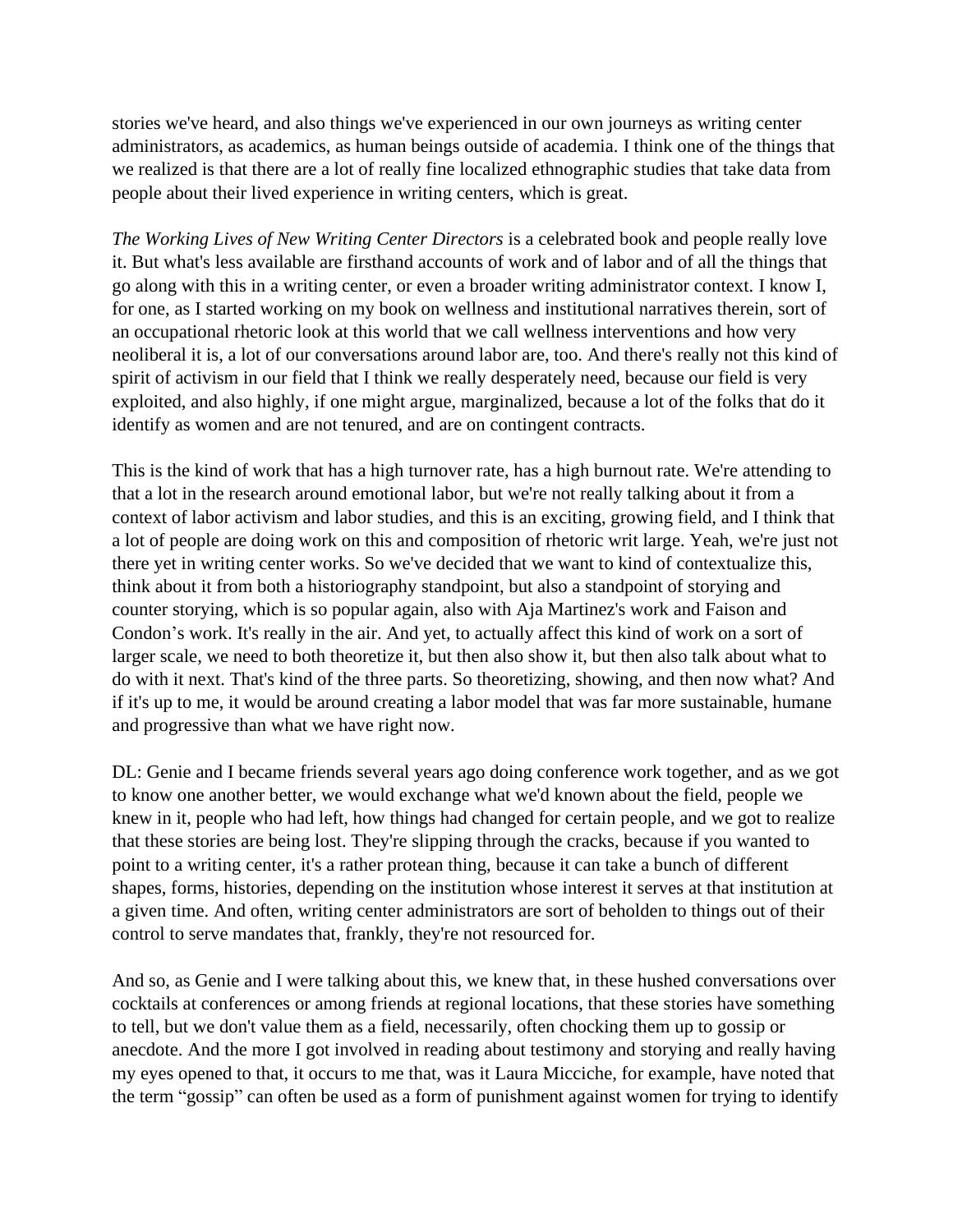stories we've heard, and also things we've experienced in our own journeys as writing center administrators, as academics, as human beings outside of academia. I think one of the things that we realized is that there are a lot of really fine localized ethnographic studies that take data from people about their lived experience in writing centers, which is great.

*The Working Lives of New Writing Center Directors* is a celebrated book and people really love it. But what's less available are firsthand accounts of work and of labor and of all the things that go along with this in a writing center, or even a broader writing administrator context. I know I, for one, as I started working on my book on wellness and institutional narratives therein, sort of an occupational rhetoric look at this world that we call wellness interventions and how very neoliberal it is, a lot of our conversations around labor are, too. And there's really not this kind of spirit of activism in our field that I think we really desperately need, because our field is very exploited, and also highly, if one might argue, marginalized, because a lot of the folks that do it identify as women and are not tenured, and are on contingent contracts.

This is the kind of work that has a high turnover rate, has a high burnout rate. We're attending to that a lot in the research around emotional labor, but we're not really talking about it from a context of labor activism and labor studies, and this is an exciting, growing field, and I think that a lot of people are doing work on this and composition of rhetoric writ large. Yeah, we're just not there yet in writing center works. So we've decided that we want to kind of contextualize this, think about it from both a historiography standpoint, but also a standpoint of storying and counter storying, which is so popular again, also with Aja Martinez's work and Faison and Condon's work. It's really in the air. And yet, to actually affect this kind of work on a sort of larger scale, we need to both theoretize it, but then also show it, but then also talk about what to do with it next. That's kind of the three parts. So theoretizing, showing, and then now what? And if it's up to me, it would be around creating a labor model that was far more sustainable, humane and progressive than what we have right now.

DL: Genie and I became friends several years ago doing conference work together, and as we got to know one another better, we would exchange what we'd known about the field, people we knew in it, people who had left, how things had changed for certain people, and we got to realize that these stories are being lost. They're slipping through the cracks, because if you wanted to point to a writing center, it's a rather protean thing, because it can take a bunch of different shapes, forms, histories, depending on the institution whose interest it serves at that institution at a given time. And often, writing center administrators are sort of beholden to things out of their control to serve mandates that, frankly, they're not resourced for.

And so, as Genie and I were talking about this, we knew that, in these hushed conversations over cocktails at conferences or among friends at regional locations, that these stories have something to tell, but we don't value them as a field, necessarily, often chocking them up to gossip or anecdote. And the more I got involved in reading about testimony and storying and really having my eyes opened to that, it occurs to me that, was it Laura Micciche, for example, have noted that the term "gossip" can often be used as a form of punishment against women for trying to identify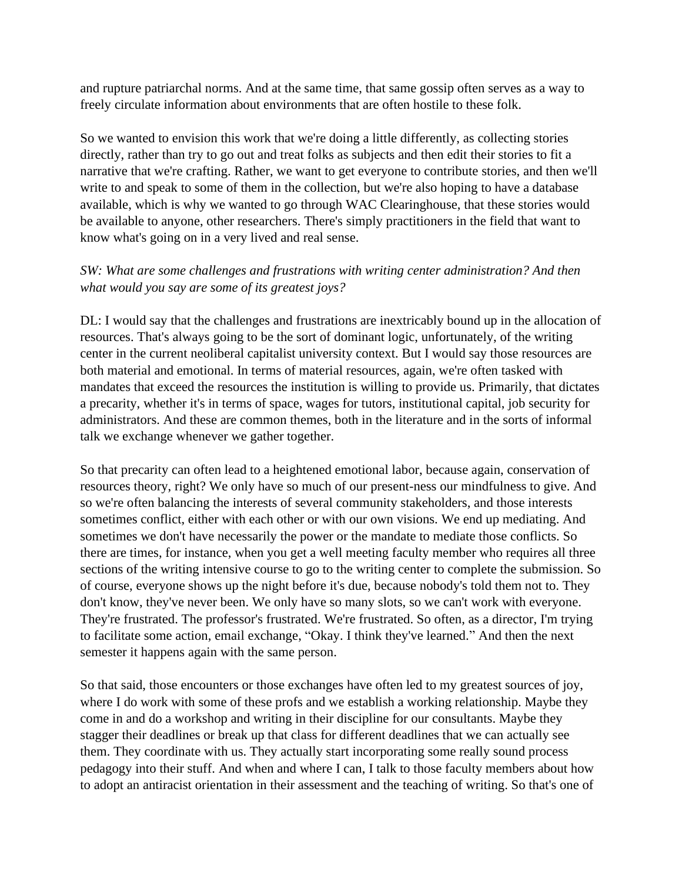and rupture patriarchal norms. And at the same time, that same gossip often serves as a way to freely circulate information about environments that are often hostile to these folk.

So we wanted to envision this work that we're doing a little differently, as collecting stories directly, rather than try to go out and treat folks as subjects and then edit their stories to fit a narrative that we're crafting. Rather, we want to get everyone to contribute stories, and then we'll write to and speak to some of them in the collection, but we're also hoping to have a database available, which is why we wanted to go through WAC Clearinghouse, that these stories would be available to anyone, other researchers. There's simply practitioners in the field that want to know what's going on in a very lived and real sense.

*SW: What are some challenges and frustrations with writing center administration? And then what would you say are some of its greatest joys?*

DL: I would say that the challenges and frustrations are inextricably bound up in the allocation of resources. That's always going to be the sort of dominant logic, unfortunately, of the writing center in the current neoliberal capitalist university context. But I would say those resources are both material and emotional. In terms of material resources, again, we're often tasked with mandates that exceed the resources the institution is willing to provide us. Primarily, that dictates a precarity, whether it's in terms of space, wages for tutors, institutional capital, job security for administrators. And these are common themes, both in the literature and in the sorts of informal talk we exchange whenever we gather together.

So that precarity can often lead to a heightened emotional labor, because again, conservation of resources theory, right? We only have so much of our present-ness our mindfulness to give. And so we're often balancing the interests of several community stakeholders, and those interests sometimes conflict, either with each other or with our own visions. We end up mediating. And sometimes we don't have necessarily the power or the mandate to mediate those conflicts. So there are times, for instance, when you get a well meeting faculty member who requires all three sections of the writing intensive course to go to the writing center to complete the submission. So of course, everyone shows up the night before it's due, because nobody's told them not to. They don't know, they've never been. We only have so many slots, so we can't work with everyone. They're frustrated. The professor's frustrated. We're frustrated. So often, as a director, I'm trying to facilitate some action, email exchange, "Okay. I think they've learned." And then the next semester it happens again with the same person.

So that said, those encounters or those exchanges have often led to my greatest sources of joy, where I do work with some of these profs and we establish a working relationship. Maybe they come in and do a workshop and writing in their discipline for our consultants. Maybe they stagger their deadlines or break up that class for different deadlines that we can actually see them. They coordinate with us. They actually start incorporating some really sound process pedagogy into their stuff. And when and where I can, I talk to those faculty members about how to adopt an antiracist orientation in their assessment and the teaching of writing. So that's one of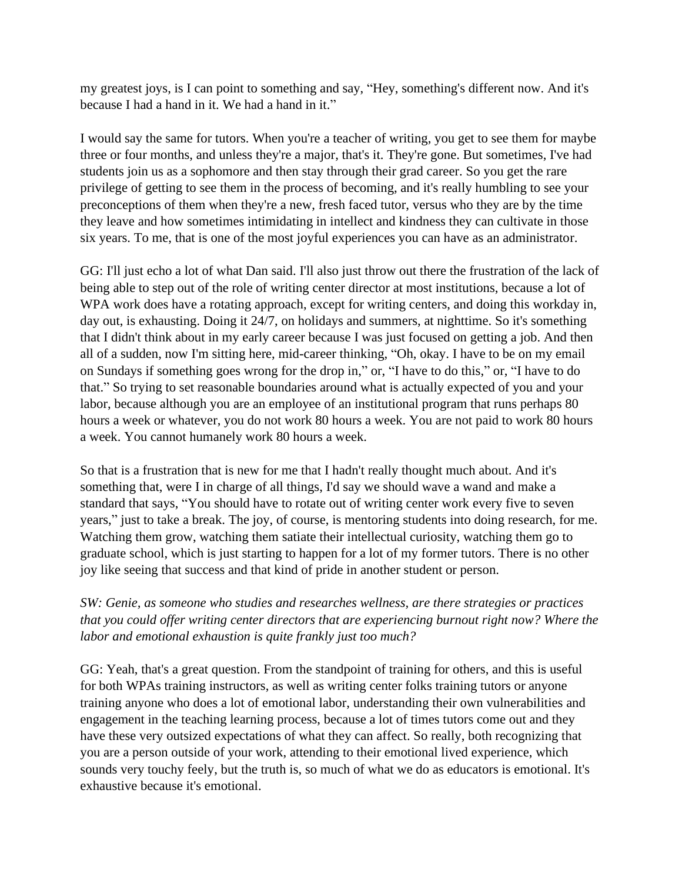my greatest joys, is I can point to something and say, "Hey, something's different now. And it's because I had a hand in it. We had a hand in it."

I would say the same for tutors. When you're a teacher of writing, you get to see them for maybe three or four months, and unless they're a major, that's it. They're gone. But sometimes, I've had students join us as a sophomore and then stay through their grad career. So you get the rare privilege of getting to see them in the process of becoming, and it's really humbling to see your preconceptions of them when they're a new, fresh faced tutor, versus who they are by the time they leave and how sometimes intimidating in intellect and kindness they can cultivate in those six years. To me, that is one of the most joyful experiences you can have as an administrator.

GG: I'll just echo a lot of what Dan said. I'll also just throw out there the frustration of the lack of being able to step out of the role of writing center director at most institutions, because a lot of WPA work does have a rotating approach, except for writing centers, and doing this workday in, day out, is exhausting. Doing it 24/7, on holidays and summers, at nighttime. So it's something that I didn't think about in my early career because I was just focused on getting a job. And then all of a sudden, now I'm sitting here, mid-career thinking, "Oh, okay. I have to be on my email on Sundays if something goes wrong for the drop in," or, "I have to do this," or, "I have to do that." So trying to set reasonable boundaries around what is actually expected of you and your labor, because although you are an employee of an institutional program that runs perhaps 80 hours a week or whatever, you do not work 80 hours a week. You are not paid to work 80 hours a week. You cannot humanely work 80 hours a week.

So that is a frustration that is new for me that I hadn't really thought much about. And it's something that, were I in charge of all things, I'd say we should wave a wand and make a standard that says, "You should have to rotate out of writing center work every five to seven years," just to take a break. The joy, of course, is mentoring students into doing research, for me. Watching them grow, watching them satiate their intellectual curiosity, watching them go to graduate school, which is just starting to happen for a lot of my former tutors. There is no other joy like seeing that success and that kind of pride in another student or person.

*SW: Genie, as someone who studies and researches wellness, are there strategies or practices that you could offer writing center directors that are experiencing burnout right now? Where the labor and emotional exhaustion is quite frankly just too much?*

GG: Yeah, that's a great question. From the standpoint of training for others, and this is useful for both WPAs training instructors, as well as writing center folks training tutors or anyone training anyone who does a lot of emotional labor, understanding their own vulnerabilities and engagement in the teaching learning process, because a lot of times tutors come out and they have these very outsized expectations of what they can affect. So really, both recognizing that you are a person outside of your work, attending to their emotional lived experience, which sounds very touchy feely, but the truth is, so much of what we do as educators is emotional. It's exhaustive because it's emotional.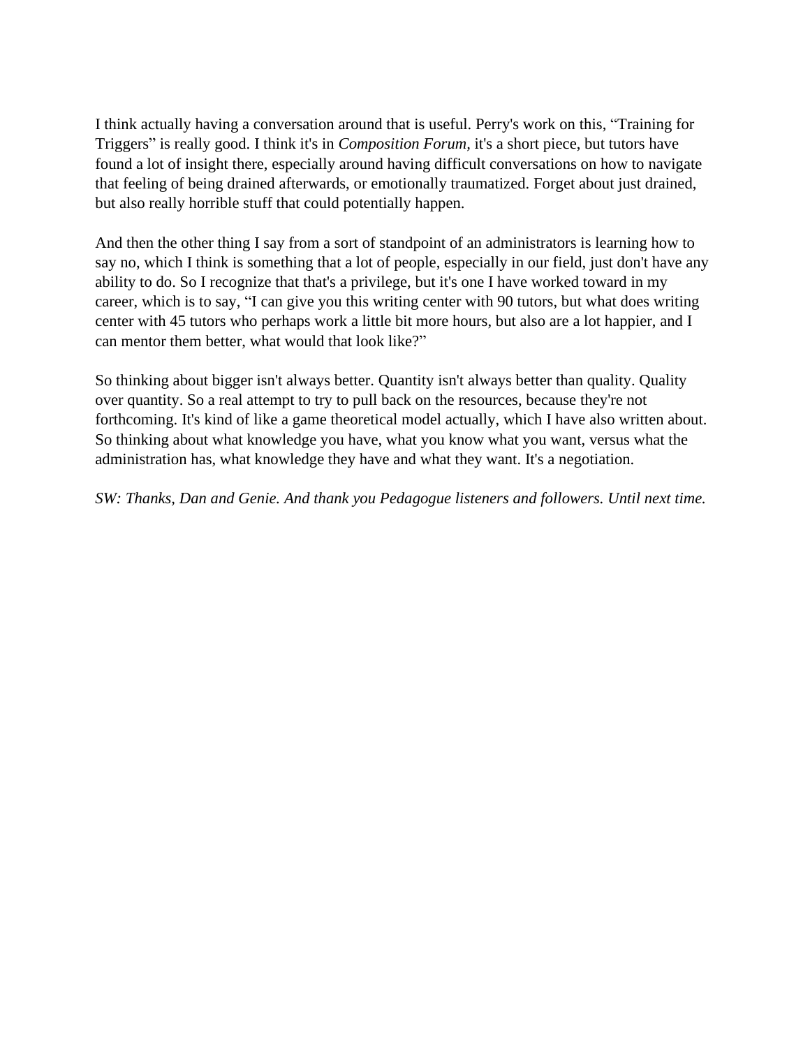I think actually having a conversation around that is useful. Perry's work on this, "Training for Triggers" is really good. I think it's in *Composition Forum*, it's a short piece, but tutors have found a lot of insight there, especially around having difficult conversations on how to navigate that feeling of being drained afterwards, or emotionally traumatized. Forget about just drained, but also really horrible stuff that could potentially happen.

And then the other thing I say from a sort of standpoint of an administrators is learning how to say no, which I think is something that a lot of people, especially in our field, just don't have any ability to do. So I recognize that that's a privilege, but it's one I have worked toward in my career, which is to say, "I can give you this writing center with 90 tutors, but what does writing center with 45 tutors who perhaps work a little bit more hours, but also are a lot happier, and I can mentor them better, what would that look like?"

So thinking about bigger isn't always better. Quantity isn't always better than quality. Quality over quantity. So a real attempt to try to pull back on the resources, because they're not forthcoming. It's kind of like a game theoretical model actually, which I have also written about. So thinking about what knowledge you have, what you know what you want, versus what the administration has, what knowledge they have and what they want. It's a negotiation.

*SW: Thanks, Dan and Genie. And thank you Pedagogue listeners and followers. Until next time.*